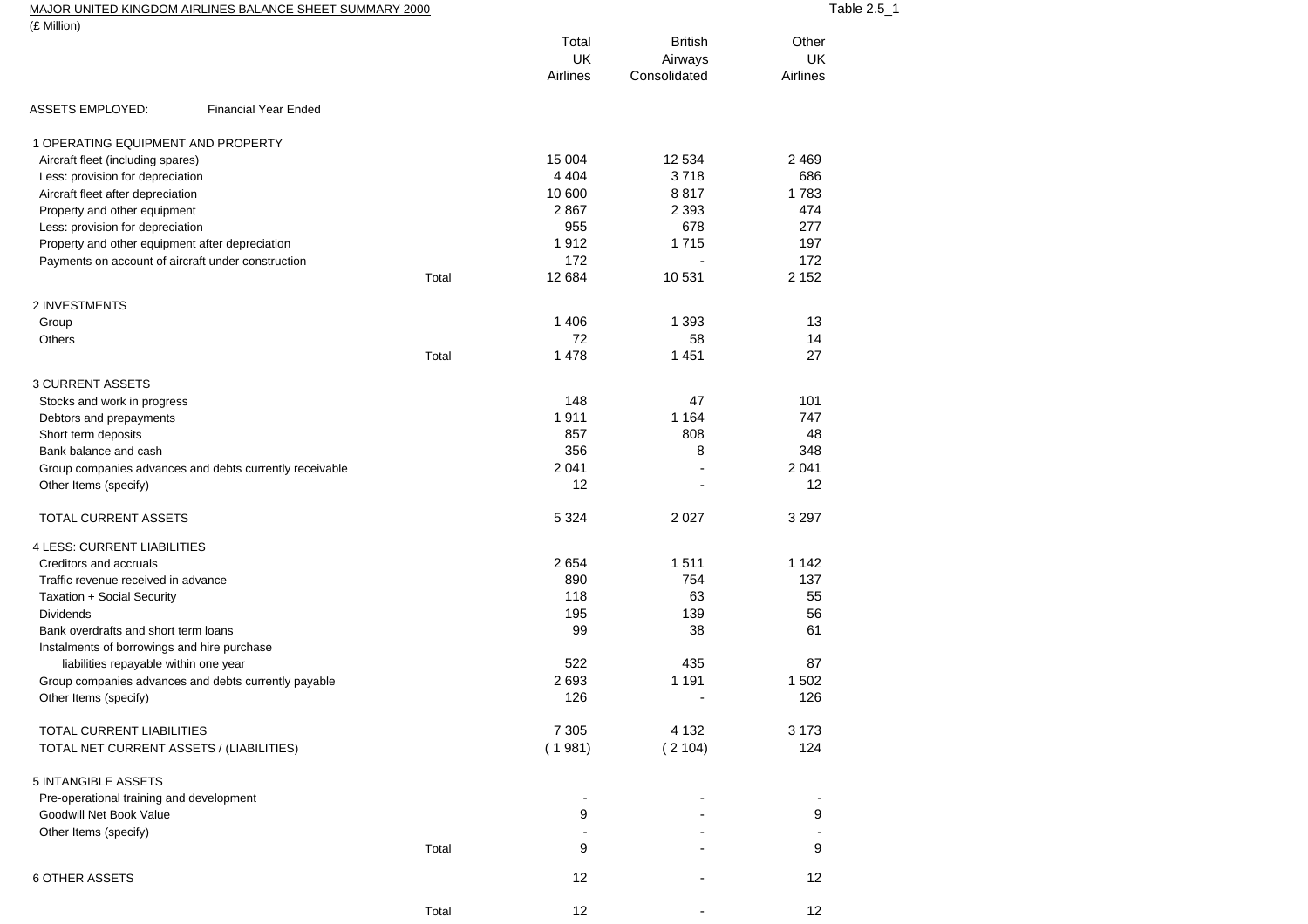MAJOR UNITED KINGDOM AIRLINES BALANCE SHEET SUMMARY 2000

Table 2.5_1

(£ Million)

| | | Total UK Airlines | British Airways Consolidated | Other UK Airlines |
|---|---|---|---|---|
| ASSETS EMPLOYED: Financial Year Ended | | | | |
| **1 OPERATING EQUIPMENT AND PROPERTY** | | | | |
| Aircraft fleet (including spares) | | 15 004 | 12 534 | 2 469 |
| Less: provision for depreciation | | 4 404 | 3 718 | 686 |
| Aircraft fleet after depreciation | | 10 600 | 8 817 | 1 783 |
| Property and other equipment | | 2 867 | 2 393 | 474 |
| Less: provision for depreciation | | 955 | 678 | 277 |
| Property and other equipment after depreciation | | 1 912 | 1 715 | 197 |
| Payments on account of aircraft under construction | | 172 | - | 172 |
| | Total | 12 684 | 10 531 | 2 152 |
| **2 INVESTMENTS** | | | | |
| Group | | 1 406 | 1 393 | 13 |
| Others | | 72 | 58 | 14 |
| | Total | 1 478 | 1 451 | 27 |
| **3 CURRENT ASSETS** | | | | |
| Stocks and work in progress | | 148 | 47 | 101 |
| Debtors and prepayments | | 1 911 | 1 164 | 747 |
| Short term deposits | | 857 | 808 | 48 |
| Bank balance and cash | | 356 | 8 | 348 |
| Group companies advances and debts currently receivable | | 2 041 | - | 2 041 |
| Other Items (specify) | | 12 | - | 12 |
| TOTAL CURRENT ASSETS | | 5 324 | 2 027 | 3 297 |
| **4 LESS: CURRENT LIABILITIES** | | | | |
| Creditors and accruals | | 2 654 | 1 511 | 1 142 |
| Traffic revenue received in advance | | 890 | 754 | 137 |
| Taxation + Social Security | | 118 | 63 | 55 |
| Dividends | | 195 | 139 | 56 |
| Bank overdrafts and short term loans | | 99 | 38 | 61 |
| Instalments of borrowings and hire purchase liabilities repayable within one year | | 522 | 435 | 87 |
| Group companies advances and debts currently payable | | 2 693 | 1 191 | 1 502 |
| Other Items (specify) | | 126 | - | 126 |
| TOTAL CURRENT LIABILITIES | | 7 305 | 4 132 | 3 173 |
| TOTAL NET CURRENT ASSETS / (LIABILITIES) | | ( 1 981) | ( 2 104) | 124 |
| **5 INTANGIBLE ASSETS** | | | | |
| Pre-operational training and development | | - | - | - |
| Goodwill Net Book Value | | 9 | - | 9 |
| Other Items (specify) | | - | - | - |
| | Total | 9 | - | 9 |
| **6 OTHER ASSETS** | | 12 | - | 12 |
| | Total | 12 | - | 12 |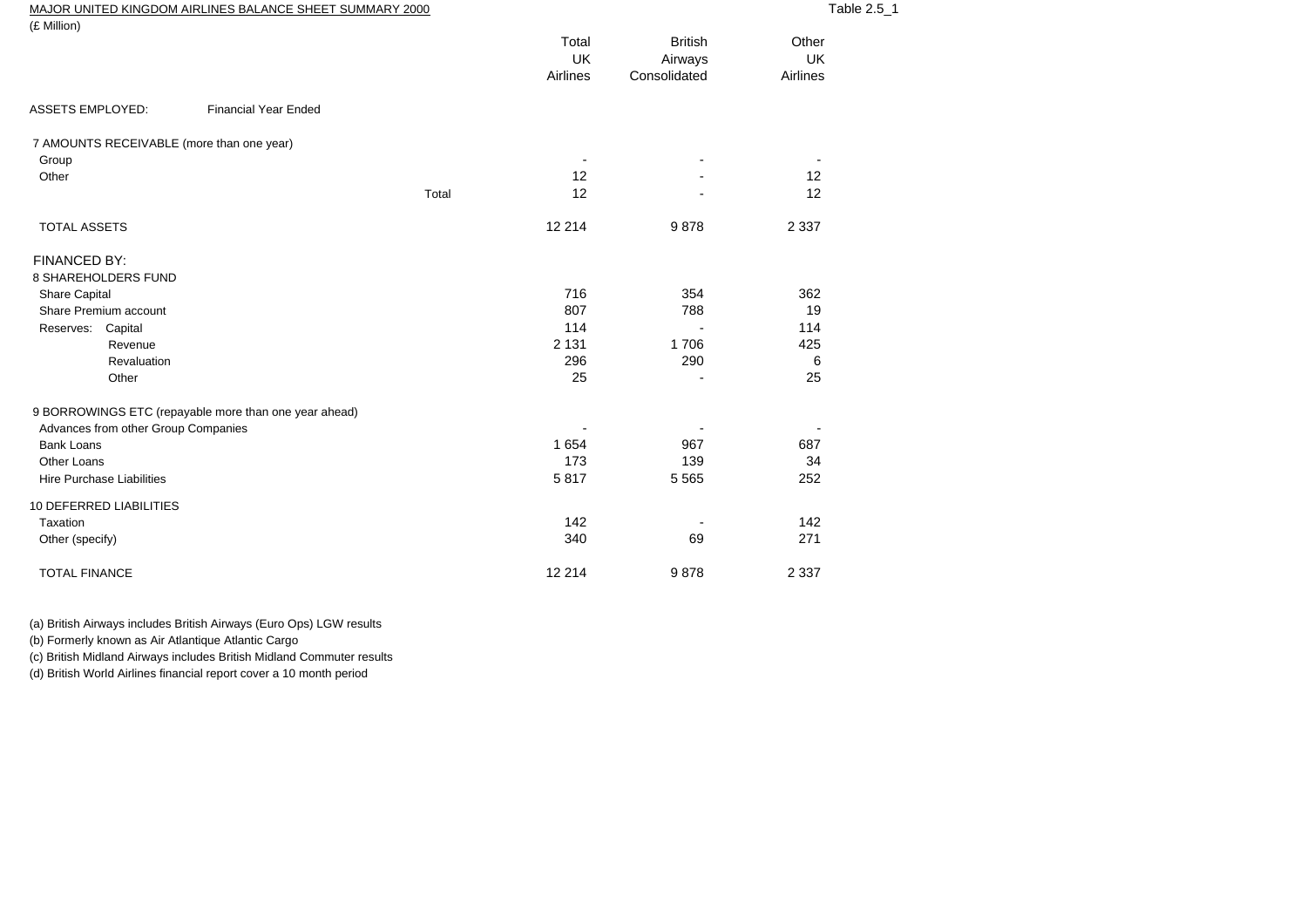MAJOR UNITED KINGDOM AIRLINES BALANCE SHEET SUMMARY 2000

Table 2.5_1

(£ Million)

| | | Total UK Airlines | British Airways Consolidated | Other UK Airlines |
|---|---|---|---|---|
| ASSETS EMPLOYED: | Financial Year Ended | | | |
| 7 AMOUNTS RECEIVABLE (more than one year) | | | | |
| Group | | - | - | - |
| Other | | 12 | - | 12 |
| | Total | 12 | - | 12 |
| TOTAL ASSETS | | 12 214 | 9 878 | 2 337 |
| FINANCED BY: | | | | |
| 8 SHAREHOLDERS FUND | | | | |
| Share Capital | | 716 | 354 | 362 |
| Share Premium account | | 807 | 788 | 19 |
| Reserves: Capital | | 114 | - | 114 |
| Revenue | | 2 131 | 1 706 | 425 |
| Revaluation | | 296 | 290 | 6 |
| Other | | 25 | - | 25 |
| 9 BORROWINGS ETC (repayable more than one year ahead) | | | | |
| Advances from other Group Companies | | - | - | - |
| Bank Loans | | 1 654 | 967 | 687 |
| Other Loans | | 173 | 139 | 34 |
| Hire Purchase Liabilities | | 5 817 | 5 565 | 252 |
| 10 DEFERRED LIABILITIES | | | | |
| Taxation | | 142 | - | 142 |
| Other (specify) | | 340 | 69 | 271 |
| TOTAL FINANCE | | 12 214 | 9 878 | 2 337 |

(a) British Airways includes British Airways (Euro Ops) LGW results

(b) Formerly known as Air Atlantique Atlantic Cargo

(c) British Midland Airways includes British Midland Commuter results

(d) British World Airlines financial report cover a 10 month period